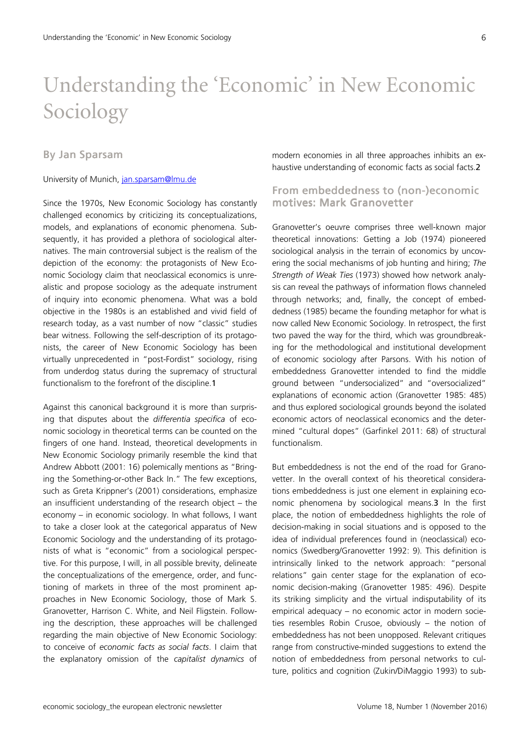# Understanding the 'Economic' in New Economic Sociology

## By Jan Sparsam

University of Munich, jan.sparsam@lmu.de

Since the 1970s, New Economic Sociology has constantly challenged economics by criticizing its conceptualizations, models, and explanations of economic phenomena. Subsequently, it has provided a plethora of sociological alternatives. The main controversial subject is the realism of the depiction of the economy: the protagonists of New Economic Sociology claim that neoclassical economics is unrealistic and propose sociology as the adequate instrument of inquiry into economic phenomena. What was a bold objective in the 1980s is an established and vivid field of research today, as a vast number of now "classic" studies bear witness. Following the self-description of its protagonists, the career of New Economic Sociology has been virtually unprecedented in "post-Fordist" sociology, rising from underdog status during the supremacy of structural functionalism to the forefront of the discipline.**1**

Against this canonical background it is more than surprising that disputes about the *differentia specifica* of economic sociology in theoretical terms can be counted on the fingers of one hand. Instead, theoretical developments in New Economic Sociology primarily resemble the kind that Andrew Abbott (2001: 16) polemically mentions as "Bringing the Something-or-other Back In." The few exceptions, such as Greta Krippner's (2001) considerations, emphasize an insufficient understanding of the research object – the economy – in economic sociology. In what follows, I want to take a closer look at the categorical apparatus of New Economic Sociology and the understanding of its protagonists of what is "economic" from a sociological perspective. For this purpose, I will, in all possible brevity, delineate the conceptualizations of the emergence, order, and functioning of markets in three of the most prominent approaches in New Economic Sociology, those of Mark S. Granovetter, Harrison C. White, and Neil Fligstein. Following the description, these approaches will be challenged regarding the main objective of New Economic Sociology: to conceive of *economic facts as social facts*. I claim that the explanatory omission of the *capitalist dynamics* of modern economies in all three approaches inhibits an exhaustive understanding of economic facts as social facts.**2**

## From embeddedness to (non-)economic motives: Mark Granovetter

Granovetter's oeuvre comprises three well-known major theoretical innovations: Getting a Job (1974) pioneered sociological analysis in the terrain of economics by uncovering the social mechanisms of job hunting and hiring; *The Strength of Weak Ties* (1973) showed how network analysis can reveal the pathways of information flows channeled through networks; and, finally, the concept of embeddedness (1985) became the founding metaphor for what is now called New Economic Sociology. In retrospect, the first two paved the way for the third, which was groundbreaking for the methodological and institutional development of economic sociology after Parsons. With his notion of embeddedness Granovetter intended to find the middle ground between "undersocialized" and "oversocialized" explanations of economic action (Granovetter 1985: 485) and thus explored sociological grounds beyond the isolated economic actors of neoclassical economics and the determined "cultural dopes" (Garfinkel 2011: 68) of structural functionalism.

But embeddedness is not the end of the road for Granovetter. In the overall context of his theoretical considerations embeddedness is just one element in explaining economic phenomena by sociological means.**3** In the first place, the notion of embeddedness highlights the role of decision-making in social situations and is opposed to the idea of individual preferences found in (neoclassical) economics (Swedberg/Granovetter 1992: 9). This definition is intrinsically linked to the network approach: "personal relations" gain center stage for the explanation of economic decision-making (Granovetter 1985: 496). Despite its striking simplicity and the virtual indisputability of its empirical adequacy – no economic actor in modern societies resembles Robin Crusoe, obviously – the notion of embeddedness has not been unopposed. Relevant critiques range from constructive-minded suggestions to extend the notion of embeddedness from personal networks to culture, politics and cognition (Zukin/DiMaggio 1993) to sub-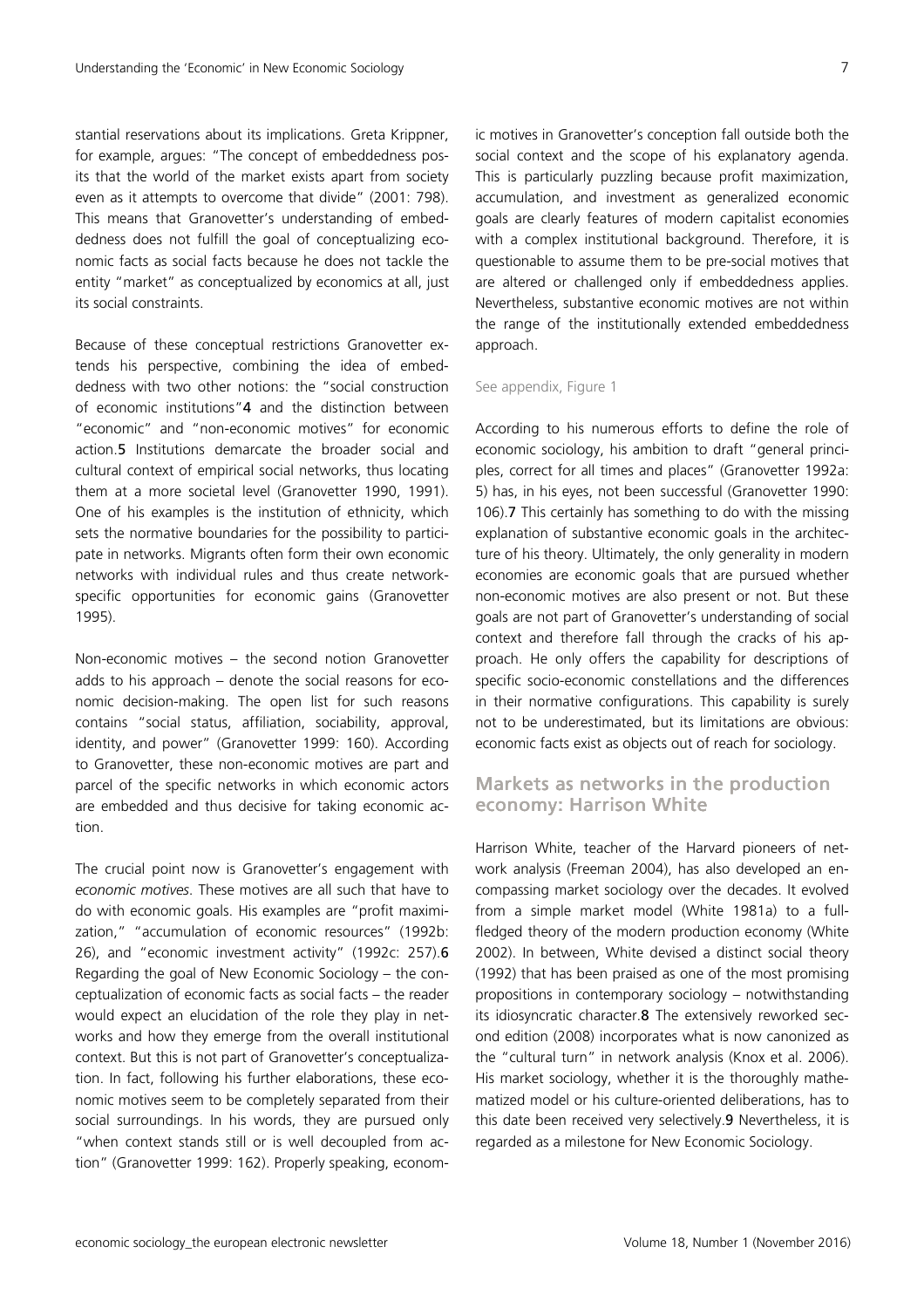stantial reservations about its implications. Greta Krippner, for example, argues: "The concept of embeddedness posits that the world of the market exists apart from society even as it attempts to overcome that divide" (2001: 798). This means that Granovetter's understanding of embeddedness does not fulfill the goal of conceptualizing economic facts as social facts because he does not tackle the entity "market" as conceptualized by economics at all, just its social constraints.

Because of these conceptual restrictions Granovetter extends his perspective, combining the idea of embeddedness with two other notions: the "social construction of economic institutions"**4** and the distinction between "economic" and "non-economic motives" for economic action.**5** Institutions demarcate the broader social and cultural context of empirical social networks, thus locating them at a more societal level (Granovetter 1990, 1991). One of his examples is the institution of ethnicity, which sets the normative boundaries for the possibility to participate in networks. Migrants often form their own economic networks with individual rules and thus create network-specific opportunities for economic gains (Granovetter 1995).

Non-economic motives – the second notion Granovetter adds to his approach – denote the social reasons for economic decision-making. The open list for such reasons contains "social status, affiliation, sociability, approval, identity, and power" (Granovetter 1999: 160). According to Granovetter, these non-economic motives are part and parcel of the specific networks in which economic actors are embedded and thus decisive for taking economic action.

The crucial point now is Granovetter's engagement with *economic motives*. These motives are all such that have to do with economic goals. His examples are "profit maximization," "accumulation of economic resources" (1992b: 26), and "economic investment activity" (1992c: 257).**6** Regarding the goal of New Economic Sociology – the conceptualization of economic facts as social facts – the reader would expect an elucidation of the role they play in networks and how they emerge from the overall institutional context. But this is not part of Granovetter's conceptualization. In fact, following his further elaborations, these economic motives seem to be completely separated from their social surroundings. In his words, they are pursued only "when context stands still or is well decoupled from action" (Granovetter 1999: 162). Properly speaking, economic motives in Granovetter's conception fall outside both the social context and the scope of his explanatory agenda. This is particularly puzzling because profit maximization, accumulation, and investment as generalized economic goals are clearly features of modern capitalist economies with a complex institutional background. Therefore, it is questionable to assume them to be pre-social motives that are altered or challenged only if embeddedness applies. Nevertheless, substantive economic motives are not within the range of the institutionally extended embeddedness approach.

See appendix, Figure 1

According to his numerous efforts to define the role of economic sociology, his ambition to draft "general principles, correct for all times and places" (Granovetter 1992a: 5) has, in his eyes, not been successful (Granovetter 1990: 106).**7** This certainly has something to do with the missing explanation of substantive economic goals in the architecture of his theory. Ultimately, the only generality in modern economies are economic goals that are pursued whether non-economic motives are also present or not. But these goals are not part of Granovetter's understanding of social context and therefore fall through the cracks of his approach. He only offers the capability for descriptions of specific socio-economic constellations and the differences in their normative configurations. This capability is surely not to be underestimated, but its limitations are obvious: economic facts exist as objects out of reach for sociology.

## Markets as networks in the production economy: Harrison White

Harrison White, teacher of the Harvard pioneers of network analysis (Freeman 2004), has also developed an encompassing market sociology over the decades. It evolved from a simple market model (White 1981a) to a full-fledged theory of the modern production economy (White 2002). In between, White devised a distinct social theory (1992) that has been praised as one of the most promising propositions in contemporary sociology – notwithstanding its idiosyncratic character.**8** The extensively reworked second edition (2008) incorporates what is now canonized as the "cultural turn" in network analysis (Knox et al. 2006). His market sociology, whether it is the thoroughly mathematized model or his culture-oriented deliberations, has to this date been received very selectively.**9** Nevertheless, it is regarded as a milestone for New Economic Sociology.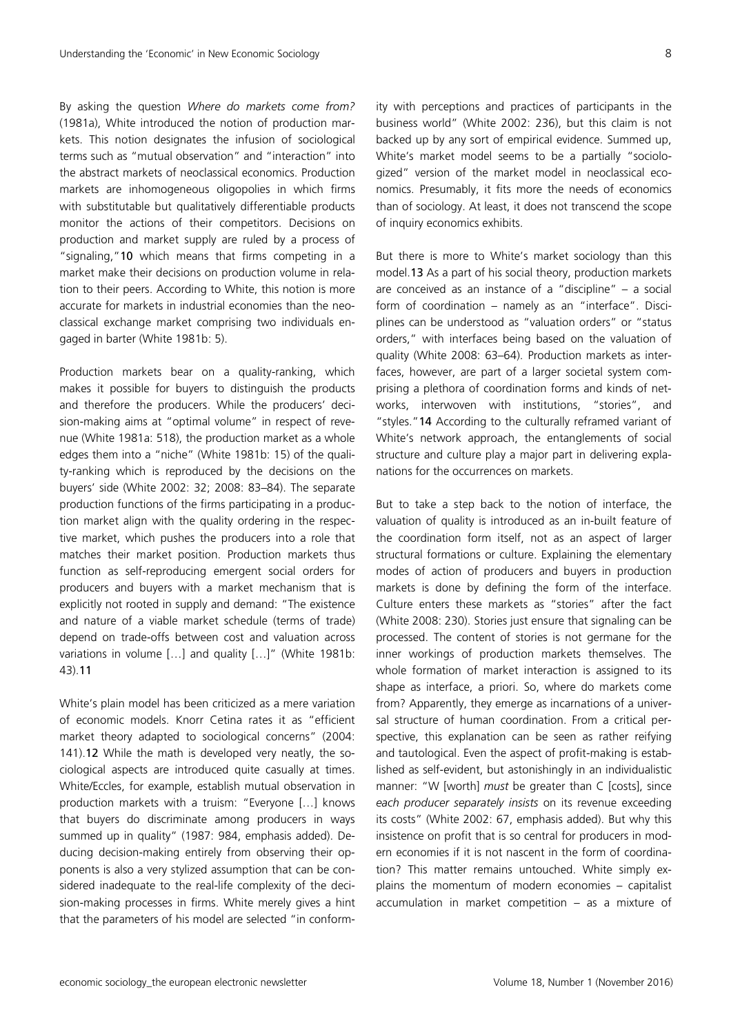By asking the question *Where do markets come from?* (1981a), White introduced the notion of production markets. This notion designates the infusion of sociological terms such as "mutual observation" and "interaction" into the abstract markets of neoclassical economics. Production markets are inhomogeneous oligopolies in which firms with substitutable but qualitatively differentiable products monitor the actions of their competitors. Decisions on production and market supply are ruled by a process of "signaling,"[10] which means that firms competing in a market make their decisions on production volume in relation to their peers. According to White, this notion is more accurate for markets in industrial economies than the neoclassical exchange market comprising two individuals engaged in barter (White 1981b: 5).

Production markets bear on a quality-ranking, which makes it possible for buyers to distinguish the products and therefore the producers. While the producers' decision-making aims at "optimal volume" in respect of revenue (White 1981a: 518), the production market as a whole edges them into a "niche" (White 1981b: 15) of the quality-ranking which is reproduced by the decisions on the buyers' side (White 2002: 32; 2008: 83–84). The separate production functions of the firms participating in a production market align with the quality ordering in the respective market, which pushes the producers into a role that matches their market position. Production markets thus function as self-reproducing emergent social orders for producers and buyers with a market mechanism that is explicitly not rooted in supply and demand: "The existence and nature of a viable market schedule (terms of trade) depend on trade-offs between cost and valuation across variations in volume […] and quality […]" (White 1981b: 43).[11]

White's plain model has been criticized as a mere variation of economic models. Knorr Cetina rates it as "efficient market theory adapted to sociological concerns" (2004: 141).[12] While the math is developed very neatly, the sociological aspects are introduced quite casually at times. White/Eccles, for example, establish mutual observation in production markets with a truism: "Everyone […] knows that buyers do discriminate among producers in ways summed up in quality" (1987: 984, emphasis added). Deducing decision-making entirely from observing their opponents is also a very stylized assumption that can be considered inadequate to the real-life complexity of the decision-making processes in firms. White merely gives a hint that the parameters of his model are selected "in conformity with perceptions and practices of participants in the business world" (White 2002: 236), but this claim is not backed up by any sort of empirical evidence. Summed up, White's market model seems to be a partially "sociologized" version of the market model in neoclassical economics. Presumably, it fits more the needs of economics than of sociology. At least, it does not transcend the scope of inquiry economics exhibits.

But there is more to White's market sociology than this model.[13] As a part of his social theory, production markets are conceived as an instance of a "discipline" – a social form of coordination – namely as an "interface". Disciplines can be understood as "valuation orders" or "status orders," with interfaces being based on the valuation of quality (White 2008: 63–64). Production markets as interfaces, however, are part of a larger societal system comprising a plethora of coordination forms and kinds of networks, interwoven with institutions, "stories", and "styles."[14] According to the culturally reframed variant of White's network approach, the entanglements of social structure and culture play a major part in delivering explanations for the occurrences on markets.

But to take a step back to the notion of interface, the valuation of quality is introduced as an in-built feature of the coordination form itself, not as an aspect of larger structural formations or culture. Explaining the elementary modes of action of producers and buyers in production markets is done by defining the form of the interface. Culture enters these markets as "stories" after the fact (White 2008: 230). Stories just ensure that signaling can be processed. The content of stories is not germane for the inner workings of production markets themselves. The whole formation of market interaction is assigned to its shape as interface, a priori. So, where do markets come from? Apparently, they emerge as incarnations of a universal structure of human coordination. From a critical perspective, this explanation can be seen as rather reifying and tautological. Even the aspect of profit-making is established as self-evident, but astonishingly in an individualistic manner: "W [worth] *must* be greater than C [costs], since *each producer separately insists* on its revenue exceeding its costs" (White 2002: 67, emphasis added). But why this insistence on profit that is so central for producers in modern economies if it is not nascent in the form of coordination? This matter remains untouched. White simply explains the momentum of modern economies – capitalist accumulation in market competition – as a mixture of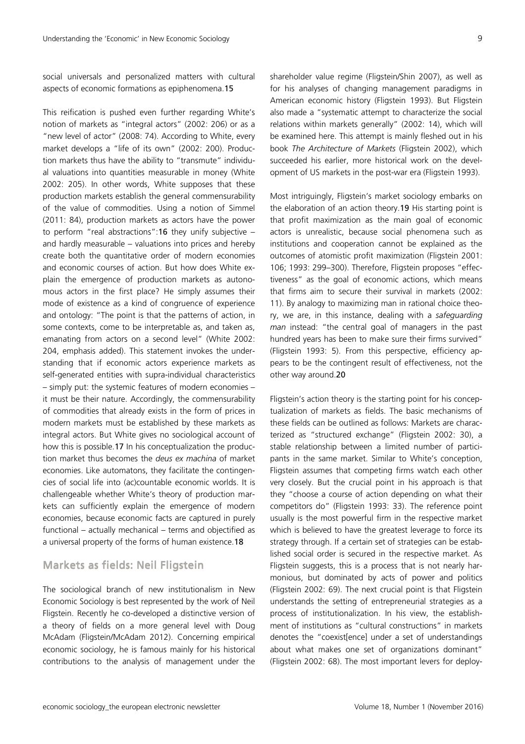social universals and personalized matters with cultural aspects of economic formations as epiphenomena.[15]

This reification is pushed even further regarding White's notion of markets as "integral actors" (2002: 206) or as a "new level of actor" (2008: 74). According to White, every market develops a "life of its own" (2002: 200). Production markets thus have the ability to "transmute" individual valuations into quantities measurable in money (White 2002: 205). In other words, White supposes that these production markets establish the general commensurability of the value of commodities. Using a notion of Simmel (2011: 84), production markets as actors have the power to perform "real abstractions":[16] they unify subjective – and hardly measurable – valuations into prices and hereby create both the quantitative order of modern economies and economic courses of action. But how does White explain the emergence of production markets as autonomous actors in the first place? He simply assumes their mode of existence as a kind of congruence of experience and ontology: "The point is that the patterns of action, in some contexts, come to be interpretable as, and taken as, emanating from actors on a second level" (White 2002: 204, emphasis added). This statement invokes the understanding that if economic actors experience markets as self-generated entities with supra-individual characteristics – simply put: the systemic features of modern economies – it must be their nature. Accordingly, the commensurability of commodities that already exists in the form of prices in modern markets must be established by these markets as integral actors. But White gives no sociological account of how this is possible.[17] In his conceptualization the production market thus becomes the *deus ex machina* of market economies. Like automatons, they facilitate the contingencies of social life into (ac)countable economic worlds. It is challengeable whether White's theory of production markets can sufficiently explain the emergence of modern economies, because economic facts are captured in purely functional – actually mechanical – terms and objectified as a universal property of the forms of human existence.[18]

## Markets as fields: Neil Fligstein

The sociological branch of new institutionalism in New Economic Sociology is best represented by the work of Neil Fligstein. Recently he co-developed a distinctive version of a theory of fields on a more general level with Doug McAdam (Fligstein/McAdam 2012). Concerning empirical economic sociology, he is famous mainly for his historical contributions to the analysis of management under the shareholder value regime (Fligstein/Shin 2007), as well as for his analyses of changing management paradigms in American economic history (Fligstein 1993). But Fligstein also made a "systematic attempt to characterize the social relations within markets generally" (2002: 14), which will be examined here. This attempt is mainly fleshed out in his book *The Architecture of Markets* (Fligstein 2002), which succeeded his earlier, more historical work on the development of US markets in the post-war era (Fligstein 1993).

Most intriguingly, Fligstein's market sociology embarks on the elaboration of an action theory.[19] His starting point is that profit maximization as the main goal of economic actors is unrealistic, because social phenomena such as institutions and cooperation cannot be explained as the outcomes of atomistic profit maximization (Fligstein 2001: 106; 1993: 299–300). Therefore, Fligstein proposes "effectiveness" as the goal of economic actions, which means that firms aim to secure their survival in markets (2002: 11). By analogy to maximizing man in rational choice theory, we are, in this instance, dealing with a *safeguarding man* instead: "the central goal of managers in the past hundred years has been to make sure their firms survived" (Fligstein 1993: 5). From this perspective, efficiency appears to be the contingent result of effectiveness, not the other way around.[20]

Fligstein's action theory is the starting point for his conceptualization of markets as fields. The basic mechanisms of these fields can be outlined as follows: Markets are characterized as "structured exchange" (Fligstein 2002: 30), a stable relationship between a limited number of participants in the same market. Similar to White's conception, Fligstein assumes that competing firms watch each other very closely. But the crucial point in his approach is that they "choose a course of action depending on what their competitors do" (Fligstein 1993: 33). The reference point usually is the most powerful firm in the respective market which is believed to have the greatest leverage to force its strategy through. If a certain set of strategies can be established social order is secured in the respective market. As Fligstein suggests, this is a process that is not nearly harmonious, but dominated by acts of power and politics (Fligstein 2002: 69). The next crucial point is that Fligstein understands the setting of entrepreneurial strategies as a process of institutionalization. In his view, the establishment of institutions as "cultural constructions" in markets denotes the "coexist[ence] under a set of understandings about what makes one set of organizations dominant" (Fligstein 2002: 68). The most important levers for deploy-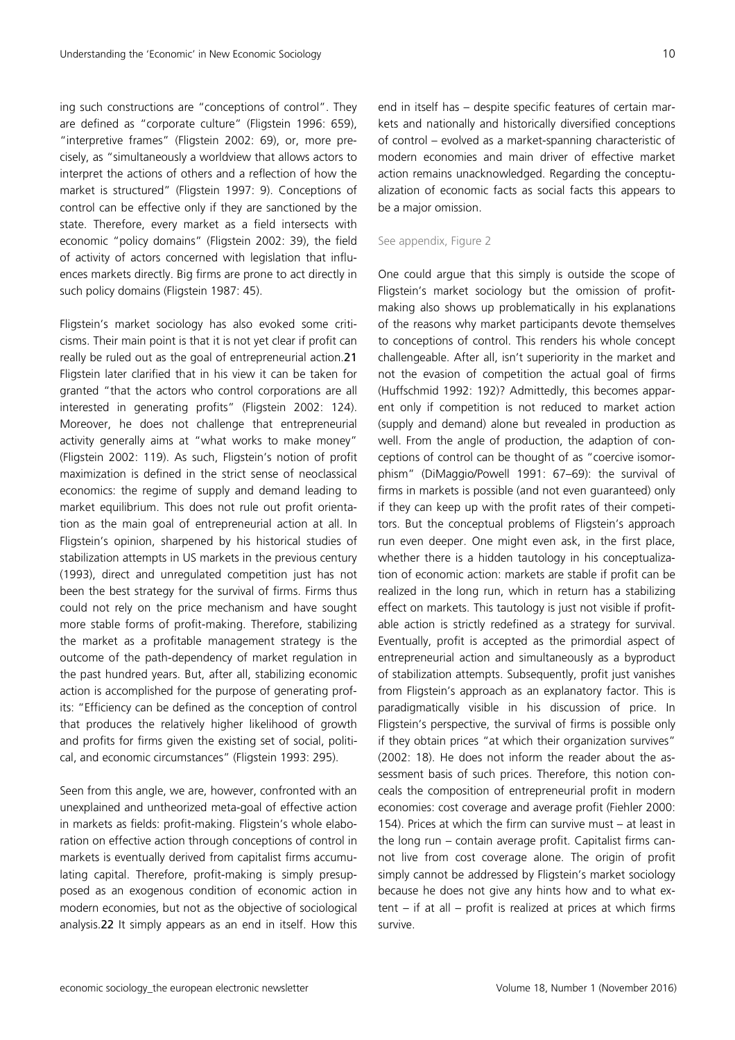ing such constructions are "conceptions of control". They are defined as "corporate culture" (Fligstein 1996: 659), "interpretive frames" (Fligstein 2002: 69), or, more precisely, as "simultaneously a worldview that allows actors to interpret the actions of others and a reflection of how the market is structured" (Fligstein 1997: 9). Conceptions of control can be effective only if they are sanctioned by the state. Therefore, every market as a field intersects with economic "policy domains" (Fligstein 2002: 39), the field of activity of actors concerned with legislation that influences markets directly. Big firms are prone to act directly in such policy domains (Fligstein 1987: 45).

Fligstein's market sociology has also evoked some criticisms. Their main point is that it is not yet clear if profit can really be ruled out as the goal of entrepreneurial action.[21] Fligstein later clarified that in his view it can be taken for granted "that the actors who control corporations are all interested in generating profits" (Fligstein 2002: 124). Moreover, he does not challenge that entrepreneurial activity generally aims at "what works to make money" (Fligstein 2002: 119). As such, Fligstein's notion of profit maximization is defined in the strict sense of neoclassical economics: the regime of supply and demand leading to market equilibrium. This does not rule out profit orientation as the main goal of entrepreneurial action at all. In Fligstein's opinion, sharpened by his historical studies of stabilization attempts in US markets in the previous century (1993), direct and unregulated competition just has not been the best strategy for the survival of firms. Firms thus could not rely on the price mechanism and have sought more stable forms of profit-making. Therefore, stabilizing the market as a profitable management strategy is the outcome of the path-dependency of market regulation in the past hundred years. But, after all, stabilizing economic action is accomplished for the purpose of generating profits: "Efficiency can be defined as the conception of control that produces the relatively higher likelihood of growth and profits for firms given the existing set of social, political, and economic circumstances" (Fligstein 1993: 295).

Seen from this angle, we are, however, confronted with an unexplained and untheorized meta-goal of effective action in markets as fields: profit-making. Fligstein's whole elaboration on effective action through conceptions of control in markets is eventually derived from capitalist firms accumulating capital. Therefore, profit-making is simply presupposed as an exogenous condition of economic action in modern economies, but not as the objective of sociological analysis.[22] It simply appears as an end in itself. How this end in itself has – despite specific features of certain markets and nationally and historically diversified conceptions of control – evolved as a market-spanning characteristic of modern economies and main driver of effective market action remains unacknowledged. Regarding the conceptualization of economic facts as social facts this appears to be a major omission.

See appendix, Figure 2

One could argue that this simply is outside the scope of Fligstein's market sociology but the omission of profit-making also shows up problematically in his explanations of the reasons why market participants devote themselves to conceptions of control. This renders his whole concept challengeable. After all, isn't superiority in the market and not the evasion of competition the actual goal of firms (Huffschmid 1992: 192)? Admittedly, this becomes apparent only if competition is not reduced to market action (supply and demand) alone but revealed in production as well. From the angle of production, the adaption of conceptions of control can be thought of as "coercive isomorphism" (DiMaggio/Powell 1991: 67–69): the survival of firms in markets is possible (and not even guaranteed) only if they can keep up with the profit rates of their competitors. But the conceptual problems of Fligstein's approach run even deeper. One might even ask, in the first place, whether there is a hidden tautology in his conceptualization of economic action: markets are stable if profit can be realized in the long run, which in return has a stabilizing effect on markets. This tautology is just not visible if profitable action is strictly redefined as a strategy for survival. Eventually, profit is accepted as the primordial aspect of entrepreneurial action and simultaneously as a byproduct of stabilization attempts. Subsequently, profit just vanishes from Fligstein's approach as an explanatory factor. This is paradigmatically visible in his discussion of price. In Fligstein's perspective, the survival of firms is possible only if they obtain prices "at which their organization survives" (2002: 18). He does not inform the reader about the assessment basis of such prices. Therefore, this notion conceals the composition of entrepreneurial profit in modern economies: cost coverage and average profit (Fiehler 2000: 154). Prices at which the firm can survive must – at least in the long run – contain average profit. Capitalist firms cannot live from cost coverage alone. The origin of profit simply cannot be addressed by Fligstein's market sociology because he does not give any hints how and to what extent – if at all – profit is realized at prices at which firms survive.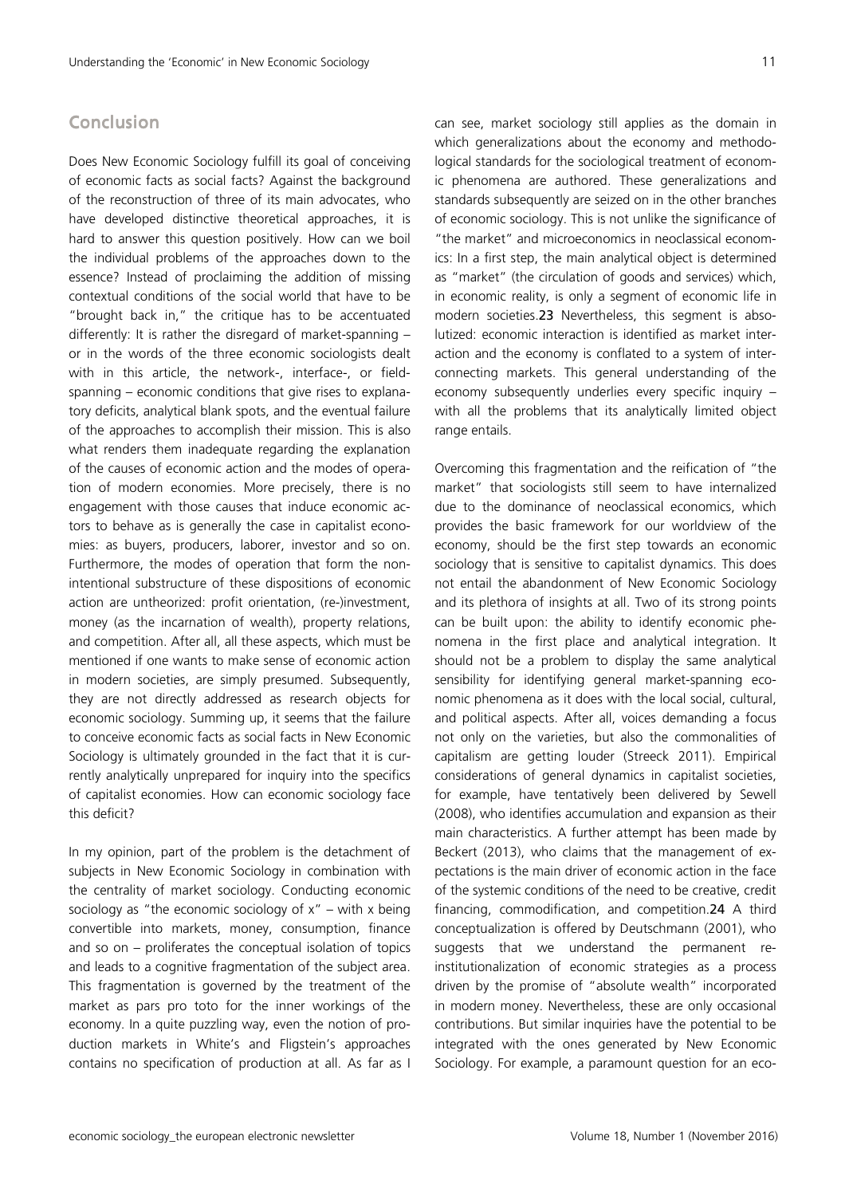## Conclusion

Does New Economic Sociology fulfill its goal of conceiving of economic facts as social facts? Against the background of the reconstruction of three of its main advocates, who have developed distinctive theoretical approaches, it is hard to answer this question positively. How can we boil the individual problems of the approaches down to the essence? Instead of proclaiming the addition of missing contextual conditions of the social world that have to be "brought back in," the critique has to be accentuated differently: It is rather the disregard of market-spanning – or in the words of the three economic sociologists dealt with in this article, the network-, interface-, or field-spanning – economic conditions that give rises to explanatory deficits, analytical blank spots, and the eventual failure of the approaches to accomplish their mission. This is also what renders them inadequate regarding the explanation of the causes of economic action and the modes of operation of modern economies. More precisely, there is no engagement with those causes that induce economic actors to behave as is generally the case in capitalist economies: as buyers, producers, laborer, investor and so on. Furthermore, the modes of operation that form the non-intentional substructure of these dispositions of economic action are untheorized: profit orientation, (re-)investment, money (as the incarnation of wealth), property relations, and competition. After all, all these aspects, which must be mentioned if one wants to make sense of economic action in modern societies, are simply presumed. Subsequently, they are not directly addressed as research objects for economic sociology. Summing up, it seems that the failure to conceive economic facts as social facts in New Economic Sociology is ultimately grounded in the fact that it is currently analytically unprepared for inquiry into the specifics of capitalist economies. How can economic sociology face this deficit?

In my opinion, part of the problem is the detachment of subjects in New Economic Sociology in combination with the centrality of market sociology. Conducting economic sociology as "the economic sociology of x" – with x being convertible into markets, money, consumption, finance and so on – proliferates the conceptual isolation of topics and leads to a cognitive fragmentation of the subject area. This fragmentation is governed by the treatment of the market as pars pro toto for the inner workings of the economy. In a quite puzzling way, even the notion of production markets in White's and Fligstein's approaches contains no specification of production at all. As far as I can see, market sociology still applies as the domain in which generalizations about the economy and methodological standards for the sociological treatment of economic phenomena are authored. These generalizations and standards subsequently are seized on in the other branches of economic sociology. This is not unlike the significance of "the market" and microeconomics in neoclassical economics: In a first step, the main analytical object is determined as "market" (the circulation of goods and services) which, in economic reality, is only a segment of economic life in modern societies.**23** Nevertheless, this segment is absolutized: economic interaction is identified as market interaction and the economy is conflated to a system of interconnecting markets. This general understanding of the economy subsequently underlies every specific inquiry – with all the problems that its analytically limited object range entails.

Overcoming this fragmentation and the reification of "the market" that sociologists still seem to have internalized due to the dominance of neoclassical economics, which provides the basic framework for our worldview of the economy, should be the first step towards an economic sociology that is sensitive to capitalist dynamics. This does not entail the abandonment of New Economic Sociology and its plethora of insights at all. Two of its strong points can be built upon: the ability to identify economic phenomena in the first place and analytical integration. It should not be a problem to display the same analytical sensibility for identifying general market-spanning economic phenomena as it does with the local social, cultural, and political aspects. After all, voices demanding a focus not only on the varieties, but also the commonalities of capitalism are getting louder (Streeck 2011). Empirical considerations of general dynamics in capitalist societies, for example, have tentatively been delivered by Sewell (2008), who identifies accumulation and expansion as their main characteristics. A further attempt has been made by Beckert (2013), who claims that the management of expectations is the main driver of economic action in the face of the systemic conditions of the need to be creative, credit financing, commodification, and competition.**24** A third conceptualization is offered by Deutschmann (2001), who suggests that we understand the permanent re-institutionalization of economic strategies as a process driven by the promise of "absolute wealth" incorporated in modern money. Nevertheless, these are only occasional contributions. But similar inquiries have the potential to be integrated with the ones generated by New Economic Sociology. For example, a paramount question for an eco-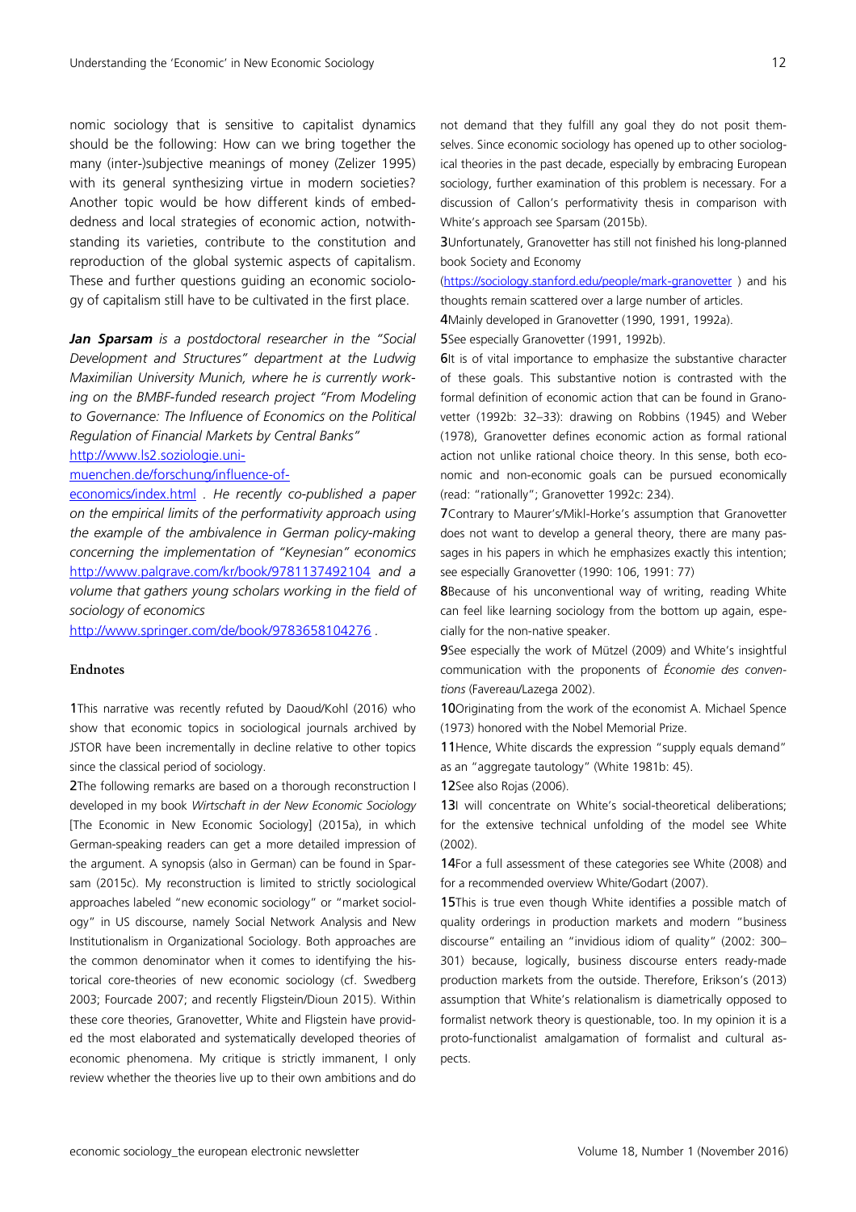nomic sociology that is sensitive to capitalist dynamics should be the following: How can we bring together the many (inter-)subjective meanings of money (Zelizer 1995) with its general synthesizing virtue in modern societies? Another topic would be how different kinds of embeddedness and local strategies of economic action, notwithstanding its varieties, contribute to the constitution and reproduction of the global systemic aspects of capitalism. These and further questions guiding an economic sociology of capitalism still have to be cultivated in the first place.

***Jan Sparsam*** *is a postdoctoral researcher in the "Social Development and Structures" department at the Ludwig Maximilian University Munich, where he is currently working on the BMBF-funded research project "From Modeling to Governance: The Influence of Economics on the Political Regulation of Financial Markets by Central Banks"* http://www.ls2.soziologie.uni-muenchen.de/forschung/influence-of-economics/index.html *. He recently co-published a paper on the empirical limits of the performativity approach using the example of the ambivalence in German policy-making concerning the implementation of "Keynesian" economics* http://www.palgrave.com/kr/book/9781137492104 *and a volume that gathers young scholars working in the field of sociology of economics* http://www.springer.com/de/book/9783658104276 .

## Endnotes

1 This narrative was recently refuted by Daoud/Kohl (2016) who show that economic topics in sociological journals archived by JSTOR have been incrementally in decline relative to other topics since the classical period of sociology.

2 The following remarks are based on a thorough reconstruction I developed in my book *Wirtschaft in der New Economic Sociology* [The Economic in New Economic Sociology] (2015a), in which German-speaking readers can get a more detailed impression of the argument. A synopsis (also in German) can be found in Sparsam (2015c). My reconstruction is limited to strictly sociological approaches labeled "new economic sociology" or "market sociology" in US discourse, namely Social Network Analysis and New Institutionalism in Organizational Sociology. Both approaches are the common denominator when it comes to identifying the historical core-theories of new economic sociology (cf. Swedberg 2003; Fourcade 2007; and recently Fligstein/Dioun 2015). Within these core theories, Granovetter, White and Fligstein have provided the most elaborated and systematically developed theories of economic phenomena. My critique is strictly immanent, I only review whether the theories live up to their own ambitions and do not demand that they fulfill any goal they do not posit themselves. Since economic sociology has opened up to other sociological theories in the past decade, especially by embracing European sociology, further examination of this problem is necessary. For a discussion of Callon's performativity thesis in comparison with White's approach see Sparsam (2015b).

3 Unfortunately, Granovetter has still not finished his long-planned book Society and Economy (https://sociology.stanford.edu/people/mark-granovetter ) and his thoughts remain scattered over a large number of articles.

4 Mainly developed in Granovetter (1990, 1991, 1992a).

5 See especially Granovetter (1991, 1992b).

6 It is of vital importance to emphasize the substantive character of these goals. This substantive notion is contrasted with the formal definition of economic action that can be found in Granovetter (1992b: 32–33): drawing on Robbins (1945) and Weber (1978), Granovetter defines economic action as formal rational action not unlike rational choice theory. In this sense, both economic and non-economic goals can be pursued economically (read: "rationally"; Granovetter 1992c: 234).

7 Contrary to Maurer's/Mikl-Horke's assumption that Granovetter does not want to develop a general theory, there are many passages in his papers in which he emphasizes exactly this intention; see especially Granovetter (1990: 106, 1991: 77)

8 Because of his unconventional way of writing, reading White can feel like learning sociology from the bottom up again, especially for the non-native speaker.

9 See especially the work of Mützel (2009) and White's insightful communication with the proponents of *Économie des conventions* (Favereau/Lazega 2002).

10 Originating from the work of the economist A. Michael Spence (1973) honored with the Nobel Memorial Prize.

11 Hence, White discards the expression "supply equals demand" as an "aggregate tautology" (White 1981b: 45).

12 See also Rojas (2006).

13 I will concentrate on White's social-theoretical deliberations; for the extensive technical unfolding of the model see White (2002).

14 For a full assessment of these categories see White (2008) and for a recommended overview White/Godart (2007).

15 This is true even though White identifies a possible match of quality orderings in production markets and modern "business discourse" entailing an "invidious idiom of quality" (2002: 300–301) because, logically, business discourse enters ready-made production markets from the outside. Therefore, Erikson's (2013) assumption that White's relationalism is diametrically opposed to formalist network theory is questionable, too. In my opinion it is a proto-functionalist amalgamation of formalist and cultural aspects.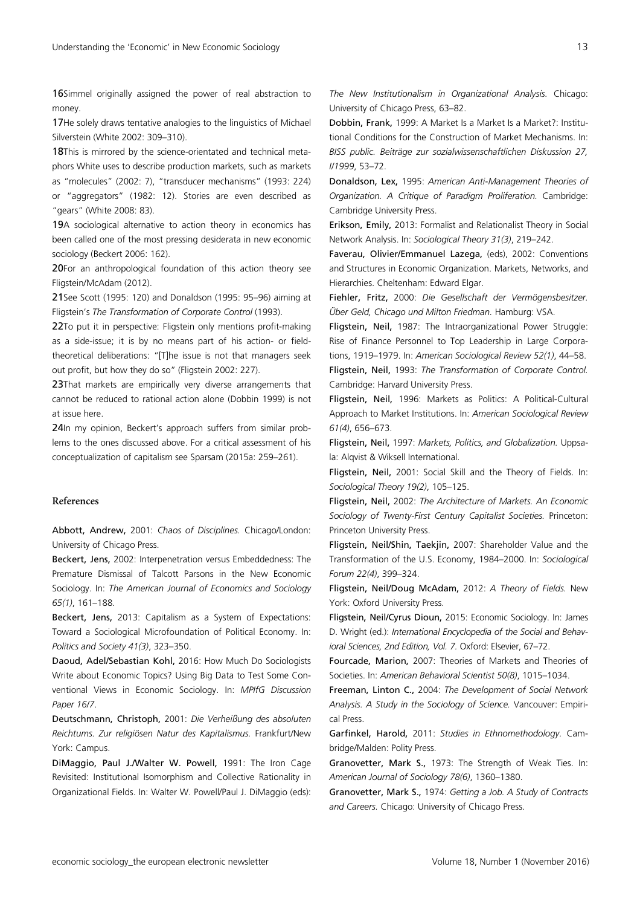16Simmel originally assigned the power of real abstraction to money.

17He solely draws tentative analogies to the linguistics of Michael Silverstein (White 2002: 309–310).

18This is mirrored by the science-orientated and technical metaphors White uses to describe production markets, such as markets as "molecules" (2002: 7), "transducer mechanisms" (1993: 224) or "aggregators" (1982: 12). Stories are even described as "gears" (White 2008: 83).

19A sociological alternative to action theory in economics has been called one of the most pressing desiderata in new economic sociology (Beckert 2006: 162).

20For an anthropological foundation of this action theory see Fligstein/McAdam (2012).

21See Scott (1995: 120) and Donaldson (1995: 95–96) aiming at Fligstein's *The Transformation of Corporate Control* (1993).

22To put it in perspective: Fligstein only mentions profit-making as a side-issue; it is by no means part of his action- or field-theoretical deliberations: "[T]he issue is not that managers seek out profit, but how they do so" (Fligstein 2002: 227).

23That markets are empirically very diverse arrangements that cannot be reduced to rational action alone (Dobbin 1999) is not at issue here.

24In my opinion, Beckert's approach suffers from similar problems to the ones discussed above. For a critical assessment of his conceptualization of capitalism see Sparsam (2015a: 259–261).

## References

**Abbott, Andrew,** 2001: *Chaos of Disciplines.* Chicago/London: University of Chicago Press.

**Beckert, Jens,** 2002: Interpenetration versus Embeddedness: The Premature Dismissal of Talcott Parsons in the New Economic Sociology. In: *The American Journal of Economics and Sociology 65(1)*, 161–188.

**Beckert, Jens,** 2013: Capitalism as a System of Expectations: Toward a Sociological Microfoundation of Political Economy. In: *Politics and Society 41(3)*, 323–350.

**Daoud, Adel/Sebastian Kohl,** 2016: How Much Do Sociologists Write about Economic Topics? Using Big Data to Test Some Conventional Views in Economic Sociology. In: *MPIfG Discussion Paper 16/7*.

**Deutschmann, Christoph,** 2001: *Die Verheißung des absoluten Reichtums. Zur religiösen Natur des Kapitalismus.* Frankfurt/New York: Campus.

**DiMaggio, Paul J./Walter W. Powell,** 1991: The Iron Cage Revisited: Institutional Isomorphism and Collective Rationality in Organizational Fields. In: Walter W. Powell/Paul J. DiMaggio (eds): *The New Institutionalism in Organizational Analysis.* Chicago: University of Chicago Press, 63–82.

**Dobbin, Frank,** 1999: A Market Is a Market Is a Market?: Institutional Conditions for the Construction of Market Mechanisms. In: *BISS public. Beiträge zur sozialwissenschaftlichen Diskussion 27, I/1999*, 53–72.

**Donaldson, Lex,** 1995: *American Anti-Management Theories of Organization. A Critique of Paradigm Proliferation.* Cambridge: Cambridge University Press.

**Erikson, Emily,** 2013: Formalist and Relationalist Theory in Social Network Analysis. In: *Sociological Theory 31(3)*, 219–242.

**Faverau, Olivier/Emmanuel Lazega,** (eds), 2002: Conventions and Structures in Economic Organization. Markets, Networks, and Hierarchies. Cheltenham: Edward Elgar.

**Fiehler, Fritz,** 2000: *Die Gesellschaft der Vermögensbesitzer. Über Geld, Chicago und Milton Friedman.* Hamburg: VSA.

**Fligstein, Neil,** 1987: The Intraorganizational Power Struggle: Rise of Finance Personnel to Top Leadership in Large Corporations, 1919–1979. In: *American Sociological Review 52(1)*, 44–58.

**Fligstein, Neil,** 1993: *The Transformation of Corporate Control.* Cambridge: Harvard University Press.

**Fligstein, Neil,** 1996: Markets as Politics: A Political-Cultural Approach to Market Institutions. In: *American Sociological Review 61(4)*, 656–673.

**Fligstein, Neil,** 1997: *Markets, Politics, and Globalization.* Uppsala: Alqvist & Wiksell International.

**Fligstein, Neil,** 2001: Social Skill and the Theory of Fields. In: *Sociological Theory 19(2)*, 105–125.

**Fligstein, Neil,** 2002: *The Architecture of Markets. An Economic Sociology of Twenty-First Century Capitalist Societies.* Princeton: Princeton University Press.

**Fligstein, Neil/Shin, Taekjin,** 2007: Shareholder Value and the Transformation of the U.S. Economy, 1984–2000. In: *Sociological Forum 22(4)*, 399–324.

**Fligstein, Neil/Doug McAdam,** 2012: *A Theory of Fields.* New York: Oxford University Press.

**Fligstein, Neil/Cyrus Dioun,** 2015: Economic Sociology. In: James D. Wright (ed.): *International Encyclopedia of the Social and Behavioral Sciences, 2nd Edition, Vol. 7.* Oxford: Elsevier, 67–72.

**Fourcade, Marion,** 2007: Theories of Markets and Theories of Societies. In: *American Behavioral Scientist 50(8)*, 1015–1034.

**Freeman, Linton C.,** 2004: *The Development of Social Network Analysis. A Study in the Sociology of Science.* Vancouver: Empirical Press.

**Garfinkel, Harold,** 2011: *Studies in Ethnomethodology*. Cambridge/Malden: Polity Press.

**Granovetter, Mark S.,** 1973: The Strength of Weak Ties. In: *American Journal of Sociology 78(6)*, 1360–1380.

**Granovetter, Mark S.,** 1974: *Getting a Job. A Study of Contracts and Careers.* Chicago: University of Chicago Press.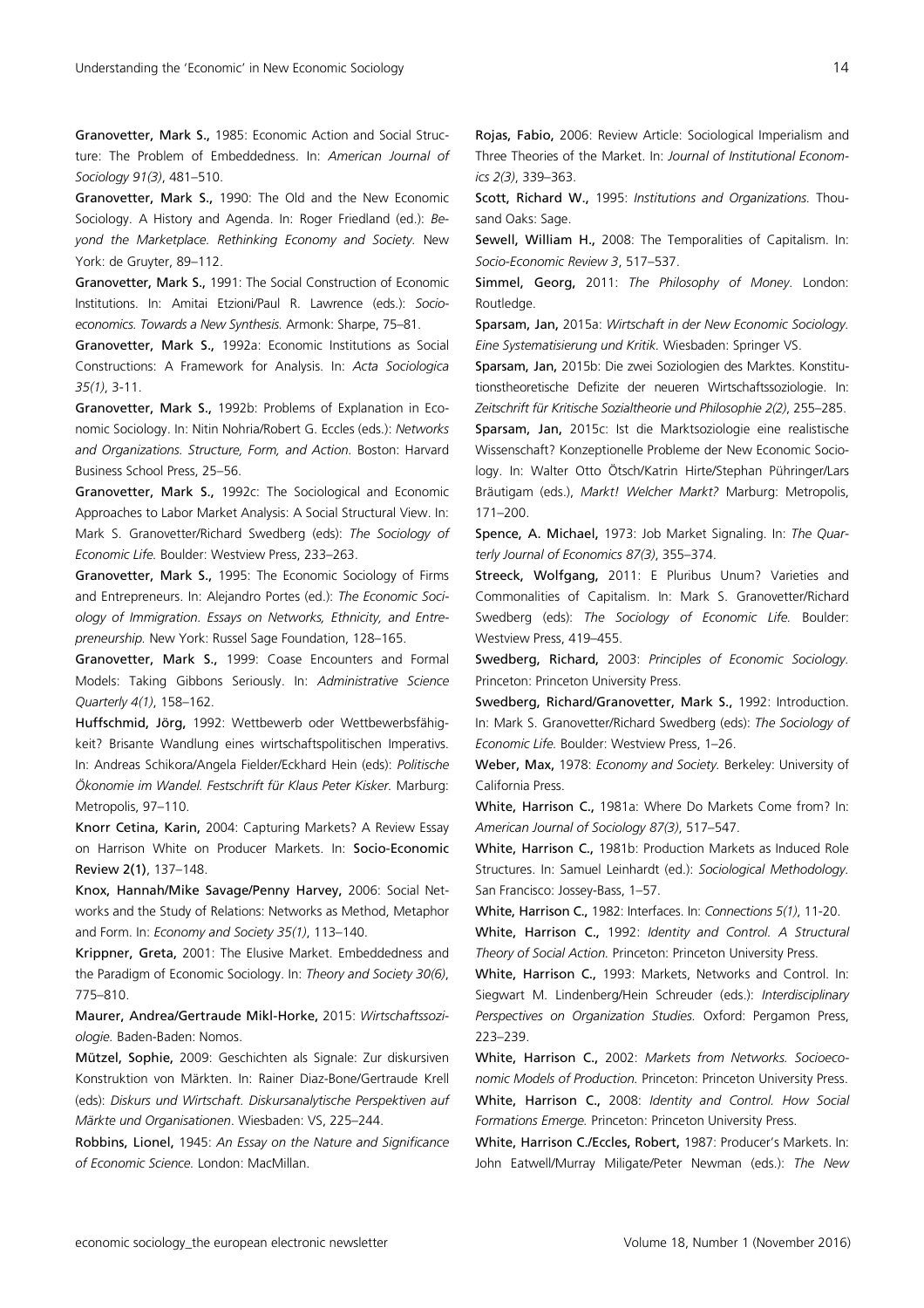**Granovetter, Mark S.,** 1985: Economic Action and Social Structure: The Problem of Embeddedness. In: *American Journal of Sociology 91(3)*, 481–510.

**Granovetter, Mark S.,** 1990: The Old and the New Economic Sociology. A History and Agenda. In: Roger Friedland (ed.): *Beyond the Marketplace. Rethinking Economy and Society.* New York: de Gruyter, 89–112.

**Granovetter, Mark S.,** 1991: The Social Construction of Economic Institutions. In: Amitai Etzioni/Paul R. Lawrence (eds.): *Socio-economics. Towards a New Synthesis.* Armonk: Sharpe, 75–81.

**Granovetter, Mark S.,** 1992a: Economic Institutions as Social Constructions: A Framework for Analysis. In: *Acta Sociologica 35(1)*, 3-11.

**Granovetter, Mark S.,** 1992b: Problems of Explanation in Economic Sociology. In: Nitin Nohria/Robert G. Eccles (eds.): *Networks and Organizations. Structure, Form, and Action.* Boston: Harvard Business School Press, 25–56.

**Granovetter, Mark S.,** 1992c: The Sociological and Economic Approaches to Labor Market Analysis: A Social Structural View. In: Mark S. Granovetter/Richard Swedberg (eds): *The Sociology of Economic Life.* Boulder: Westview Press, 233–263.

**Granovetter, Mark S.,** 1995: The Economic Sociology of Firms and Entrepreneurs. In: Alejandro Portes (ed.): *The Economic Sociology of Immigration. Essays on Networks, Ethnicity, and Entrepreneurship.* New York: Russel Sage Foundation, 128–165.

**Granovetter, Mark S.,** 1999: Coase Encounters and Formal Models: Taking Gibbons Seriously. In: *Administrative Science Quarterly 4(1)*, 158–162.

**Huffschmid, Jörg,** 1992: Wettbewerb oder Wettbewerbsfähigkeit? Brisante Wandlung eines wirtschaftspolitischen Imperativs. In: Andreas Schikora/Angela Fielder/Eckhard Hein (eds): *Politische Ökonomie im Wandel. Festschrift für Klaus Peter Kisker.* Marburg: Metropolis, 97–110.

**Knorr Cetina, Karin,** 2004: Capturing Markets? A Review Essay on Harrison White on Producer Markets. In: **Socio-Economic Review 2(1)**, 137–148.

**Knox, Hannah/Mike Savage/Penny Harvey,** 2006: Social Networks and the Study of Relations: Networks as Method, Metaphor and Form. In: *Economy and Society 35(1)*, 113–140.

**Krippner, Greta,** 2001: The Elusive Market. Embeddedness and the Paradigm of Economic Sociology. In: *Theory and Society 30(6)*, 775–810.

**Maurer, Andrea/Gertraude Mikl-Horke,** 2015: *Wirtschaftssoziologie.* Baden-Baden: Nomos.

**Mützel, Sophie,** 2009: Geschichten als Signale: Zur diskursiven Konstruktion von Märkten. In: Rainer Diaz-Bone/Gertraude Krell (eds): *Diskurs und Wirtschaft. Diskursanalytische Perspektiven auf Märkte und Organisationen*. Wiesbaden: VS, 225–244.

**Robbins, Lionel,** 1945: *An Essay on the Nature and Significance of Economic Science.* London: MacMillan.

**Rojas, Fabio,** 2006: Review Article: Sociological Imperialism and Three Theories of the Market. In: *Journal of Institutional Economics 2(3)*, 339–363.

**Scott, Richard W.,** 1995: *Institutions and Organizations.* Thousand Oaks: Sage.

**Sewell, William H.,** 2008: The Temporalities of Capitalism. In: *Socio-Economic Review 3*, 517–537.

**Simmel, Georg,** 2011: *The Philosophy of Money.* London: Routledge.

**Sparsam, Jan,** 2015a: *Wirtschaft in der New Economic Sociology. Eine Systematisierung und Kritik.* Wiesbaden: Springer VS.

**Sparsam, Jan,** 2015b: Die zwei Soziologien des Marktes. Konstitutionstheoretische Defizite der neueren Wirtschaftssoziologie. In: *Zeitschrift für Kritische Sozialtheorie und Philosophie 2(2)*, 255–285.

**Sparsam, Jan,** 2015c: Ist die Marktsoziologie eine realistische Wissenschaft? Konzeptionelle Probleme der New Economic Sociology. In: Walter Otto Ötsch/Katrin Hirte/Stephan Pühringer/Lars Bräutigam (eds.), *Markt! Welcher Markt?* Marburg: Metropolis, 171–200.

**Spence, A. Michael,** 1973: Job Market Signaling. In: *The Quarterly Journal of Economics 87(3)*, 355–374.

**Streeck, Wolfgang,** 2011: E Pluribus Unum? Varieties and Commonalities of Capitalism. In: Mark S. Granovetter/Richard Swedberg (eds): *The Sociology of Economic Life.* Boulder: Westview Press, 419–455.

**Swedberg, Richard,** 2003: *Principles of Economic Sociology.* Princeton: Princeton University Press.

**Swedberg, Richard/Granovetter, Mark S.,** 1992: Introduction. In: Mark S. Granovetter/Richard Swedberg (eds): *The Sociology of Economic Life.* Boulder: Westview Press, 1–26.

**Weber, Max,** 1978: *Economy and Society.* Berkeley: University of California Press.

**White, Harrison C.,** 1981a: Where Do Markets Come from? In: *American Journal of Sociology 87(3)*, 517–547.

**White, Harrison C.,** 1981b: Production Markets as Induced Role Structures. In: Samuel Leinhardt (ed.): *Sociological Methodology.* San Francisco: Jossey-Bass, 1–57.

**White, Harrison C.,** 1982: Interfaces. In: *Connections 5(1)*, 11-20.

**White, Harrison C.,** 1992: *Identity and Control. A Structural Theory of Social Action.* Princeton: Princeton University Press.

**White, Harrison C.,** 1993: Markets, Networks and Control. In: Siegwart M. Lindenberg/Hein Schreuder (eds.): *Interdisciplinary Perspectives on Organization Studies.* Oxford: Pergamon Press, 223–239.

**White, Harrison C.,** 2002: *Markets from Networks. Socioeconomic Models of Production.* Princeton: Princeton University Press.

**White, Harrison C.,** 2008: *Identity and Control. How Social Formations Emerge.* Princeton: Princeton University Press.

**White, Harrison C./Eccles, Robert,** 1987: Producer's Markets. In: John Eatwell/Murray Miligate/Peter Newman (eds.): *The New*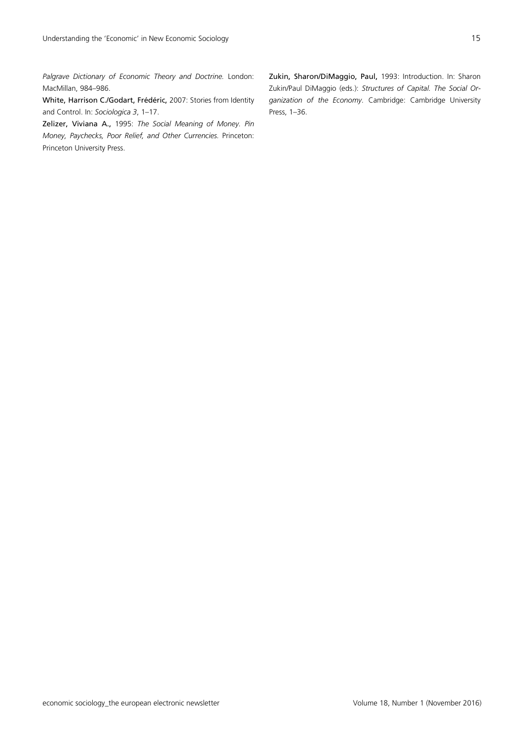*Palgrave Dictionary of Economic Theory and Doctrine.* London: MacMillan, 984–986.

**White, Harrison C./Godart, Frédéric,** 2007: Stories from Identity and Control. In: *Sociologica 3*, 1–17.

**Zelizer, Viviana A.,** 1995: *The Social Meaning of Money. Pin Money, Paychecks, Poor Relief, and Other Currencies.* Princeton: Princeton University Press.

**Zukin, Sharon/DiMaggio, Paul,** 1993: Introduction. In: Sharon Zukin/Paul DiMaggio (eds.): *Structures of Capital. The Social Organization of the Economy*. Cambridge: Cambridge University Press, 1–36.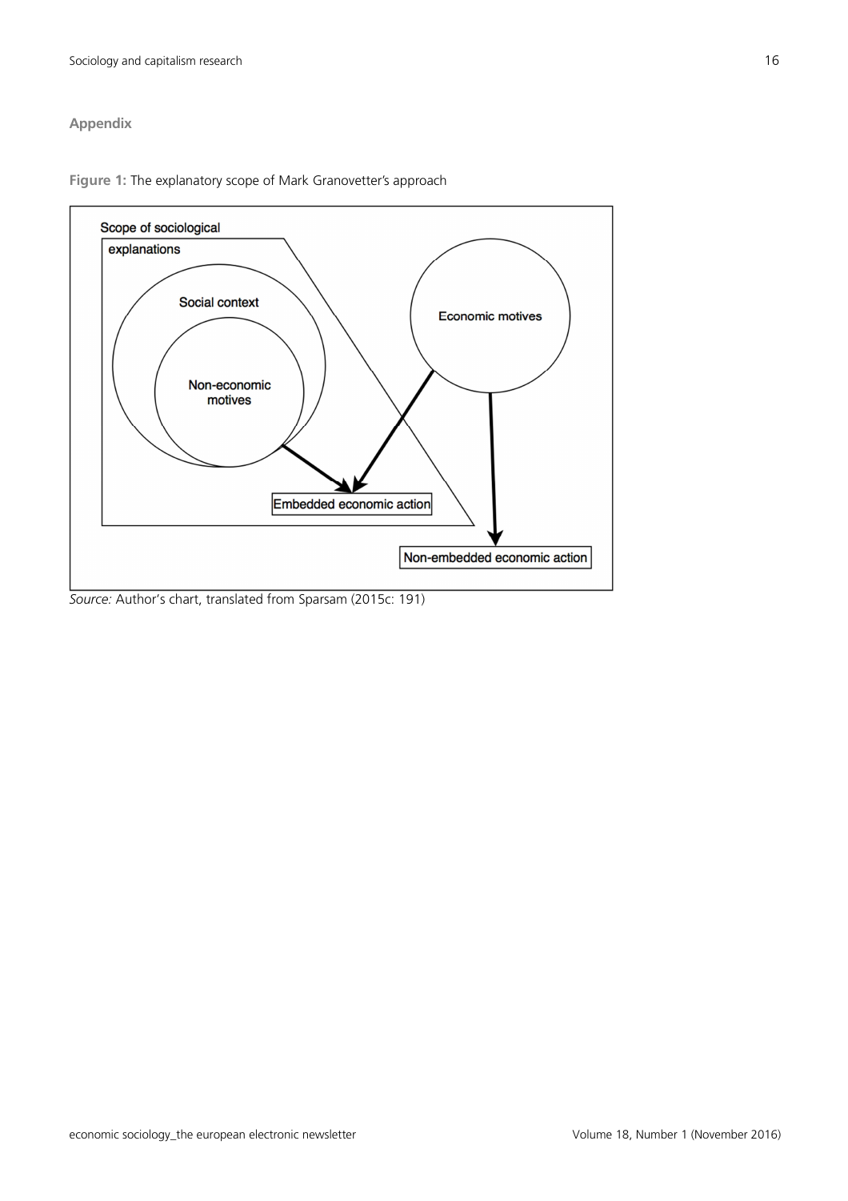## Appendix

**Figure 1:** The explanatory scope of Mark Granovetter's approach

Scope of sociological explanations

Social context

Non-economic motives

Economic motives

Embedded economic action

Non-embedded economic action

*Source:* Author's chart, translated from Sparsam (2015c: 191)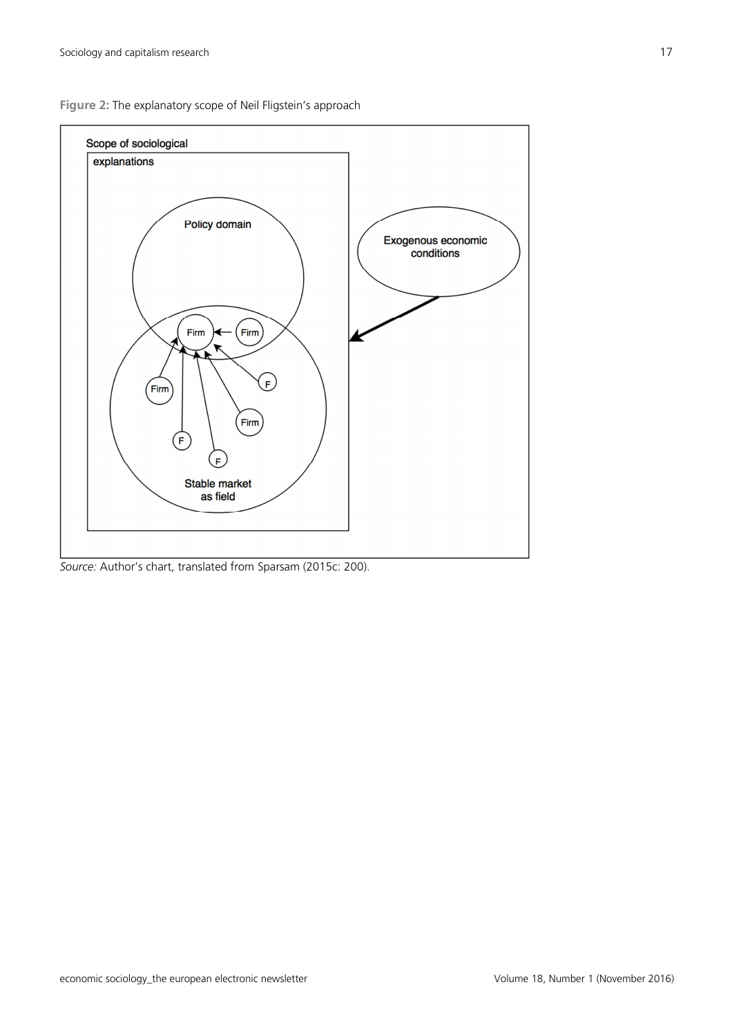**Figure 2:** The explanatory scope of Neil Fligstein's approach

Scope of sociological explanations

Policy domain

Exogenous economic conditions

Firm

Firm

Firm

F

Firm

F

F

Stable market as field

*Source:* Author's chart, translated from Sparsam (2015c: 200).